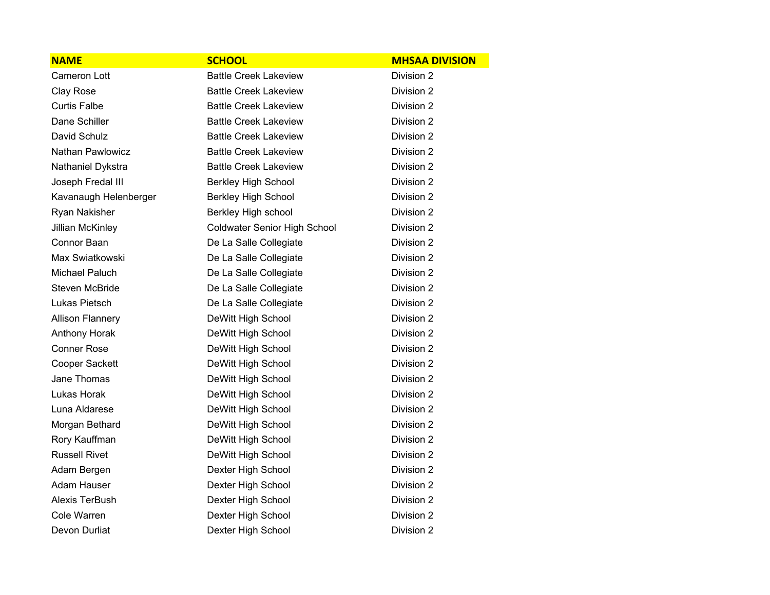| NAME | SCHOOL | MHSAA DIVISION |
| --- | --- | --- |
| Cameron Lott | Battle Creek Lakeview | Division 2 |
| Clay Rose | Battle Creek Lakeview | Division 2 |
| Curtis Falbe | Battle Creek Lakeview | Division 2 |
| Dane Schiller | Battle Creek Lakeview | Division 2 |
| David Schulz | Battle Creek Lakeview | Division 2 |
| Nathan Pawlowicz | Battle Creek Lakeview | Division 2 |
| Nathaniel Dykstra | Battle Creek Lakeview | Division 2 |
| Joseph Fredal III | Berkley High School | Division 2 |
| Kavanaugh Helenberger | Berkley High School | Division 2 |
| Ryan Nakisher | Berkley High school | Division 2 |
| Jillian McKinley | Coldwater Senior High School | Division 2 |
| Connor Baan | De La Salle Collegiate | Division 2 |
| Max Swiatkowski | De La Salle Collegiate | Division 2 |
| Michael Paluch | De La Salle Collegiate | Division 2 |
| Steven McBride | De La Salle Collegiate | Division 2 |
| Lukas Pietsch | De La Salle Collegiate | Division 2 |
| Allison Flannery | DeWitt High School | Division 2 |
| Anthony Horak | DeWitt High School | Division 2 |
| Conner Rose | DeWitt High School | Division 2 |
| Cooper Sackett | DeWitt High School | Division 2 |
| Jane Thomas | DeWitt High School | Division 2 |
| Lukas Horak | DeWitt High School | Division 2 |
| Luna Aldarese | DeWitt High School | Division 2 |
| Morgan Bethard | DeWitt High School | Division 2 |
| Rory Kauffman | DeWitt High School | Division 2 |
| Russell Rivet | DeWitt High School | Division 2 |
| Adam Bergen | Dexter High School | Division 2 |
| Adam Hauser | Dexter High School | Division 2 |
| Alexis TerBush | Dexter High School | Division 2 |
| Cole Warren | Dexter High School | Division 2 |
| Devon Durliat | Dexter High School | Division 2 |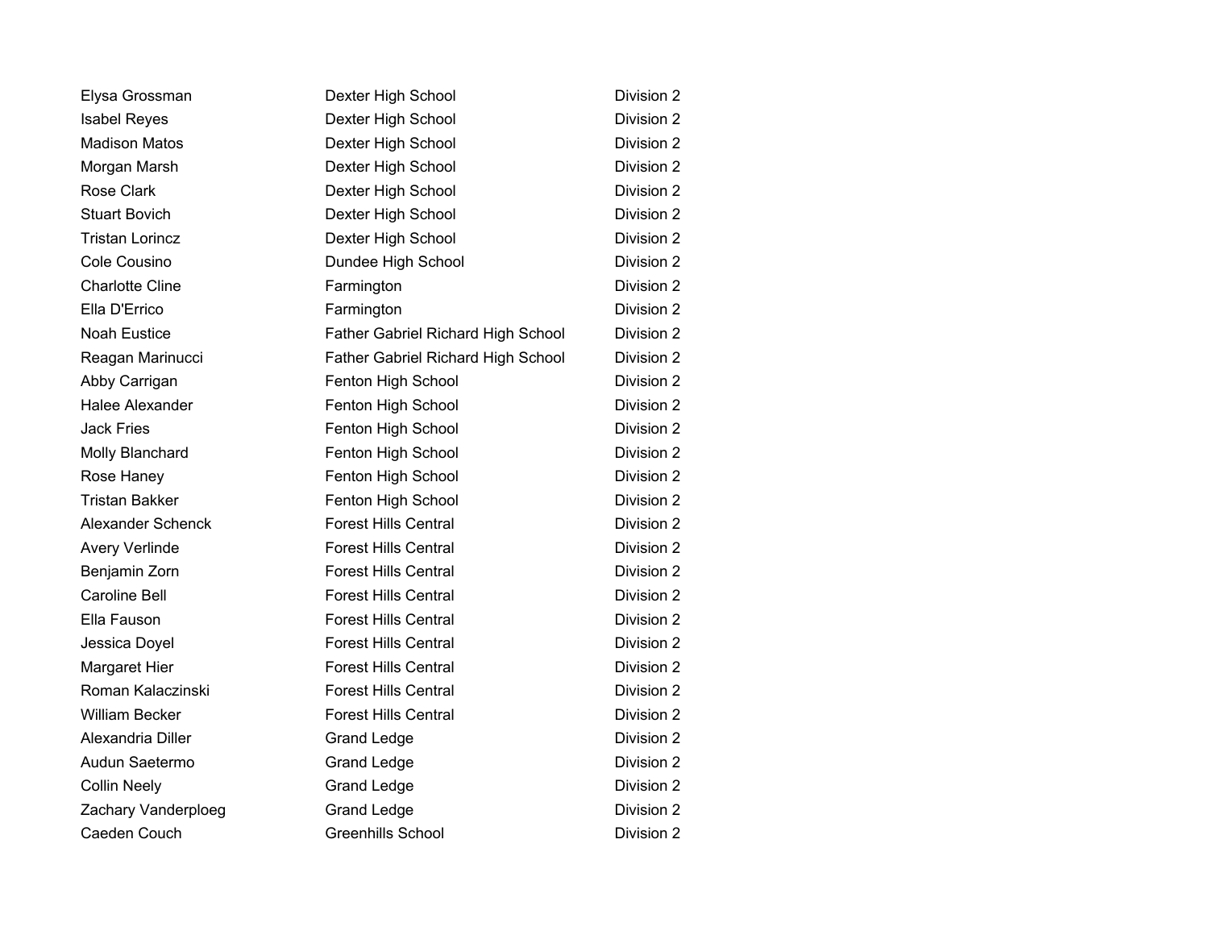| | | |
|---|---|---|
| Elysa Grossman | Dexter High School | Division 2 |
| Isabel Reyes | Dexter High School | Division 2 |
| Madison Matos | Dexter High School | Division 2 |
| Morgan Marsh | Dexter High School | Division 2 |
| Rose Clark | Dexter High School | Division 2 |
| Stuart Bovich | Dexter High School | Division 2 |
| Tristan Lorincz | Dexter High School | Division 2 |
| Cole Cousino | Dundee High School | Division 2 |
| Charlotte Cline | Farmington | Division 2 |
| Ella D'Errico | Farmington | Division 2 |
| Noah Eustice | Father Gabriel Richard High School | Division 2 |
| Reagan Marinucci | Father Gabriel Richard High School | Division 2 |
| Abby Carrigan | Fenton High School | Division 2 |
| Halee Alexander | Fenton High School | Division 2 |
| Jack Fries | Fenton High School | Division 2 |
| Molly Blanchard | Fenton High School | Division 2 |
| Rose Haney | Fenton High School | Division 2 |
| Tristan Bakker | Fenton High School | Division 2 |
| Alexander Schenck | Forest Hills Central | Division 2 |
| Avery Verlinde | Forest Hills Central | Division 2 |
| Benjamin Zorn | Forest Hills Central | Division 2 |
| Caroline Bell | Forest Hills Central | Division 2 |
| Ella Fauson | Forest Hills Central | Division 2 |
| Jessica Doyel | Forest Hills Central | Division 2 |
| Margaret Hier | Forest Hills Central | Division 2 |
| Roman Kalaczinski | Forest Hills Central | Division 2 |
| William Becker | Forest Hills Central | Division 2 |
| Alexandria Diller | Grand Ledge | Division 2 |
| Audun Saetermo | Grand Ledge | Division 2 |
| Collin Neely | Grand Ledge | Division 2 |
| Zachary Vanderploeg | Grand Ledge | Division 2 |
| Caeden Couch | Greenhills School | Division 2 |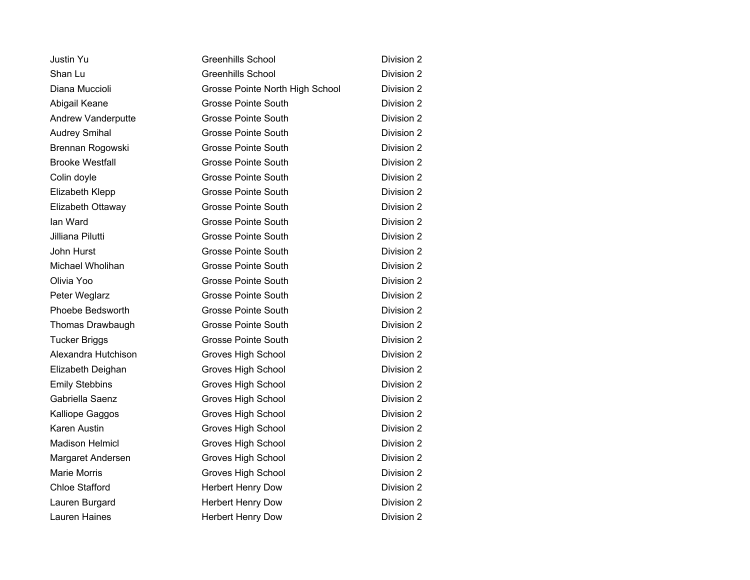| | | |
|---|---|---|
| Justin Yu | Greenhills School | Division 2 |
| Shan Lu | Greenhills School | Division 2 |
| Diana Muccioli | Grosse Pointe North High School | Division 2 |
| Abigail Keane | Grosse Pointe South | Division 2 |
| Andrew Vanderputte | Grosse Pointe South | Division 2 |
| Audrey Smihal | Grosse Pointe South | Division 2 |
| Brennan Rogowski | Grosse Pointe South | Division 2 |
| Brooke Westfall | Grosse Pointe South | Division 2 |
| Colin doyle | Grosse Pointe South | Division 2 |
| Elizabeth Klepp | Grosse Pointe South | Division 2 |
| Elizabeth Ottaway | Grosse Pointe South | Division 2 |
| Ian Ward | Grosse Pointe South | Division 2 |
| Jilliana Pilutti | Grosse Pointe South | Division 2 |
| John Hurst | Grosse Pointe South | Division 2 |
| Michael Wholihan | Grosse Pointe South | Division 2 |
| Olivia Yoo | Grosse Pointe South | Division 2 |
| Peter Weglarz | Grosse Pointe South | Division 2 |
| Phoebe Bedsworth | Grosse Pointe South | Division 2 |
| Thomas Drawbaugh | Grosse Pointe South | Division 2 |
| Tucker Briggs | Grosse Pointe South | Division 2 |
| Alexandra Hutchison | Groves High School | Division 2 |
| Elizabeth Deighan | Groves High School | Division 2 |
| Emily Stebbins | Groves High School | Division 2 |
| Gabriella Saenz | Groves High School | Division 2 |
| Kalliope Gaggos | Groves High School | Division 2 |
| Karen Austin | Groves High School | Division 2 |
| Madison Helmicl | Groves High School | Division 2 |
| Margaret Andersen | Groves High School | Division 2 |
| Marie Morris | Groves High School | Division 2 |
| Chloe Stafford | Herbert Henry Dow | Division 2 |
| Lauren Burgard | Herbert Henry Dow | Division 2 |
| Lauren Haines | Herbert Henry Dow | Division 2 |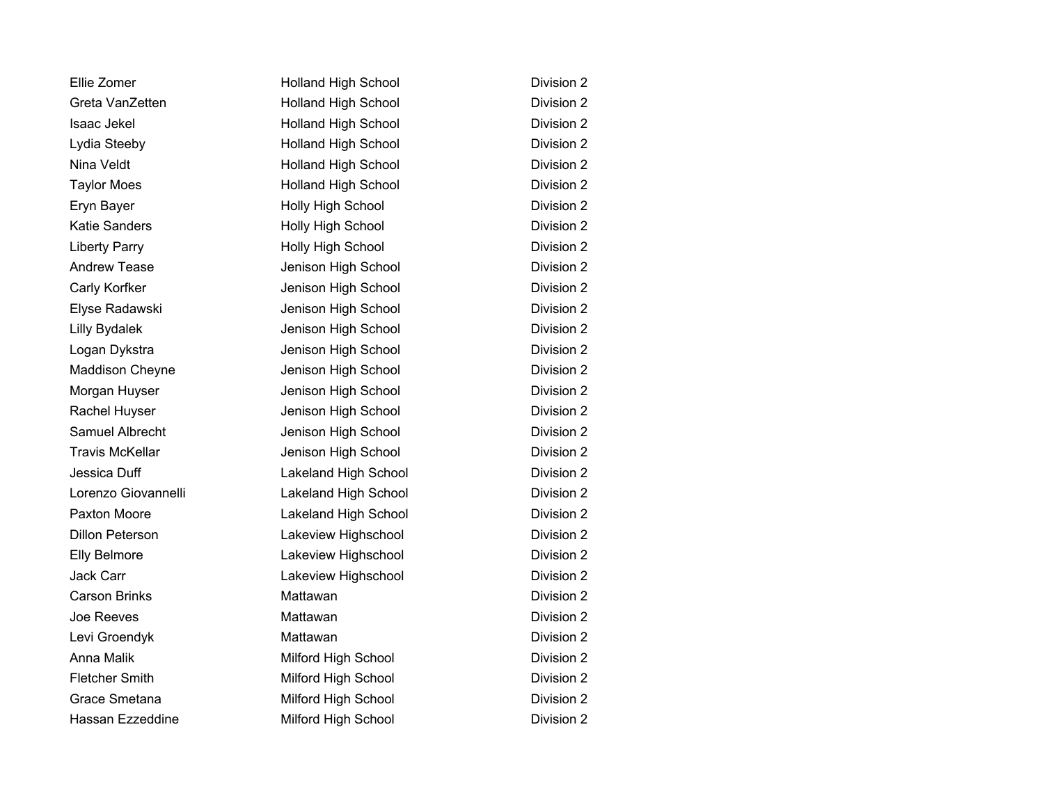| | | |
|---|---|---|
| Ellie Zomer | Holland High School | Division 2 |
| Greta VanZetten | Holland High School | Division 2 |
| Isaac Jekel | Holland High School | Division 2 |
| Lydia Steeby | Holland High School | Division 2 |
| Nina Veldt | Holland High School | Division 2 |
| Taylor Moes | Holland High School | Division 2 |
| Eryn Bayer | Holly High School | Division 2 |
| Katie Sanders | Holly High School | Division 2 |
| Liberty Parry | Holly High School | Division 2 |
| Andrew Tease | Jenison High School | Division 2 |
| Carly Korfker | Jenison High School | Division 2 |
| Elyse Radawski | Jenison High School | Division 2 |
| Lilly Bydalek | Jenison High School | Division 2 |
| Logan Dykstra | Jenison High School | Division 2 |
| Maddison Cheyne | Jenison High School | Division 2 |
| Morgan Huyser | Jenison High School | Division 2 |
| Rachel Huyser | Jenison High School | Division 2 |
| Samuel Albrecht | Jenison High School | Division 2 |
| Travis McKellar | Jenison High School | Division 2 |
| Jessica Duff | Lakeland High School | Division 2 |
| Lorenzo Giovannelli | Lakeland High School | Division 2 |
| Paxton Moore | Lakeland High School | Division 2 |
| Dillon Peterson | Lakeview Highschool | Division 2 |
| Elly Belmore | Lakeview Highschool | Division 2 |
| Jack Carr | Lakeview Highschool | Division 2 |
| Carson Brinks | Mattawan | Division 2 |
| Joe Reeves | Mattawan | Division 2 |
| Levi Groendyk | Mattawan | Division 2 |
| Anna Malik | Milford High School | Division 2 |
| Fletcher Smith | Milford High School | Division 2 |
| Grace Smetana | Milford High School | Division 2 |
| Hassan Ezzeddine | Milford High School | Division 2 |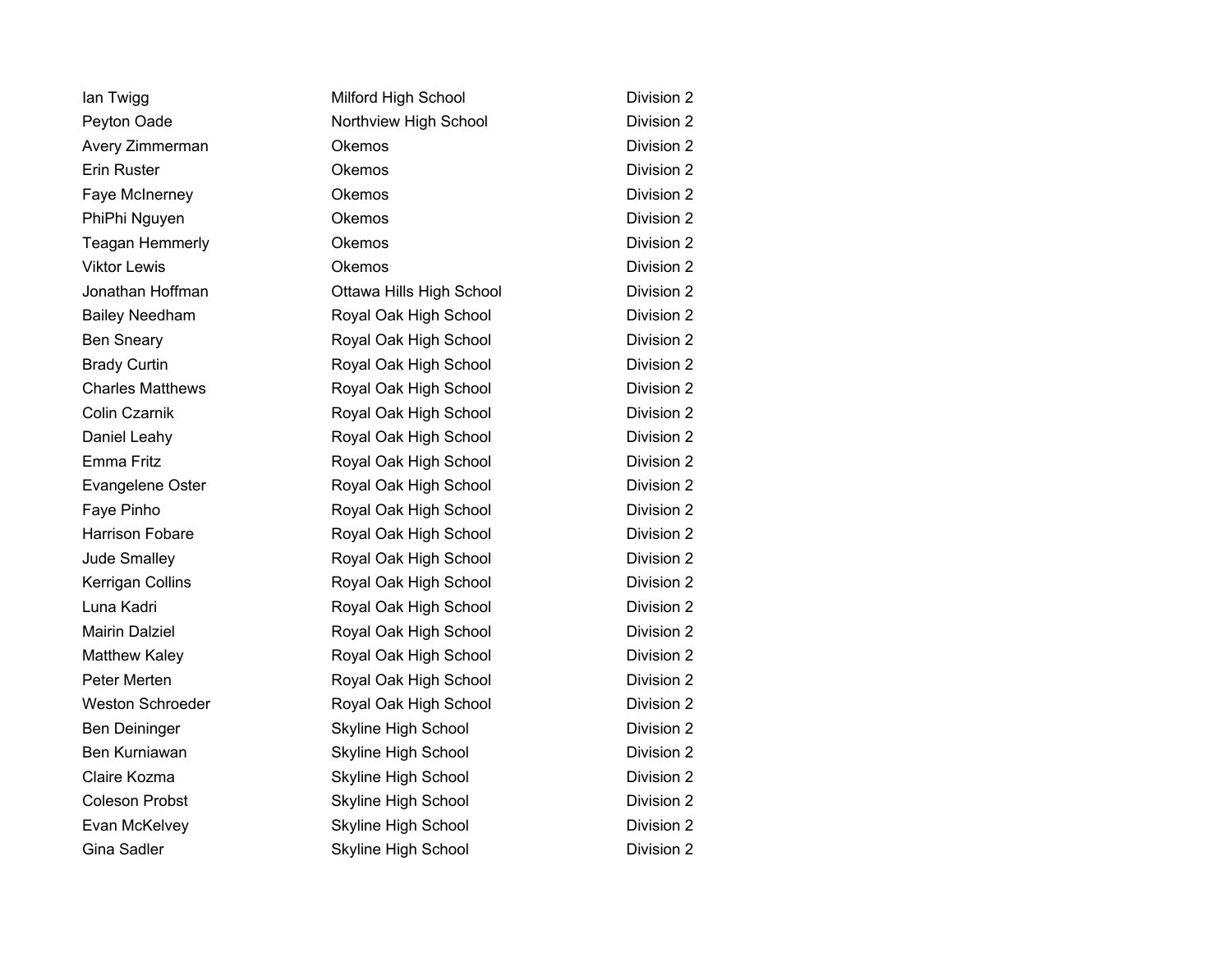| | | |
|---|---|---|
| Ian Twigg | Milford High School | Division 2 |
| Peyton Oade | Northview High School | Division 2 |
| Avery Zimmerman | Okemos | Division 2 |
| Erin Ruster | Okemos | Division 2 |
| Faye McInerney | Okemos | Division 2 |
| PhiPhi Nguyen | Okemos | Division 2 |
| Teagan Hemmerly | Okemos | Division 2 |
| Viktor Lewis | Okemos | Division 2 |
| Jonathan Hoffman | Ottawa Hills High School | Division 2 |
| Bailey Needham | Royal Oak High School | Division 2 |
| Ben Sneary | Royal Oak High School | Division 2 |
| Brady Curtin | Royal Oak High School | Division 2 |
| Charles Matthews | Royal Oak High School | Division 2 |
| Colin Czarnik | Royal Oak High School | Division 2 |
| Daniel Leahy | Royal Oak High School | Division 2 |
| Emma Fritz | Royal Oak High School | Division 2 |
| Evangelene Oster | Royal Oak High School | Division 2 |
| Faye Pinho | Royal Oak High School | Division 2 |
| Harrison Fobare | Royal Oak High School | Division 2 |
| Jude Smalley | Royal Oak High School | Division 2 |
| Kerrigan Collins | Royal Oak High School | Division 2 |
| Luna Kadri | Royal Oak High School | Division 2 |
| Mairin Dalziel | Royal Oak High School | Division 2 |
| Matthew Kaley | Royal Oak High School | Division 2 |
| Peter Merten | Royal Oak High School | Division 2 |
| Weston Schroeder | Royal Oak High School | Division 2 |
| Ben Deininger | Skyline High School | Division 2 |
| Ben Kurniawan | Skyline High School | Division 2 |
| Claire Kozma | Skyline High School | Division 2 |
| Coleson Probst | Skyline High School | Division 2 |
| Evan McKelvey | Skyline High School | Division 2 |
| Gina Sadler | Skyline High School | Division 2 |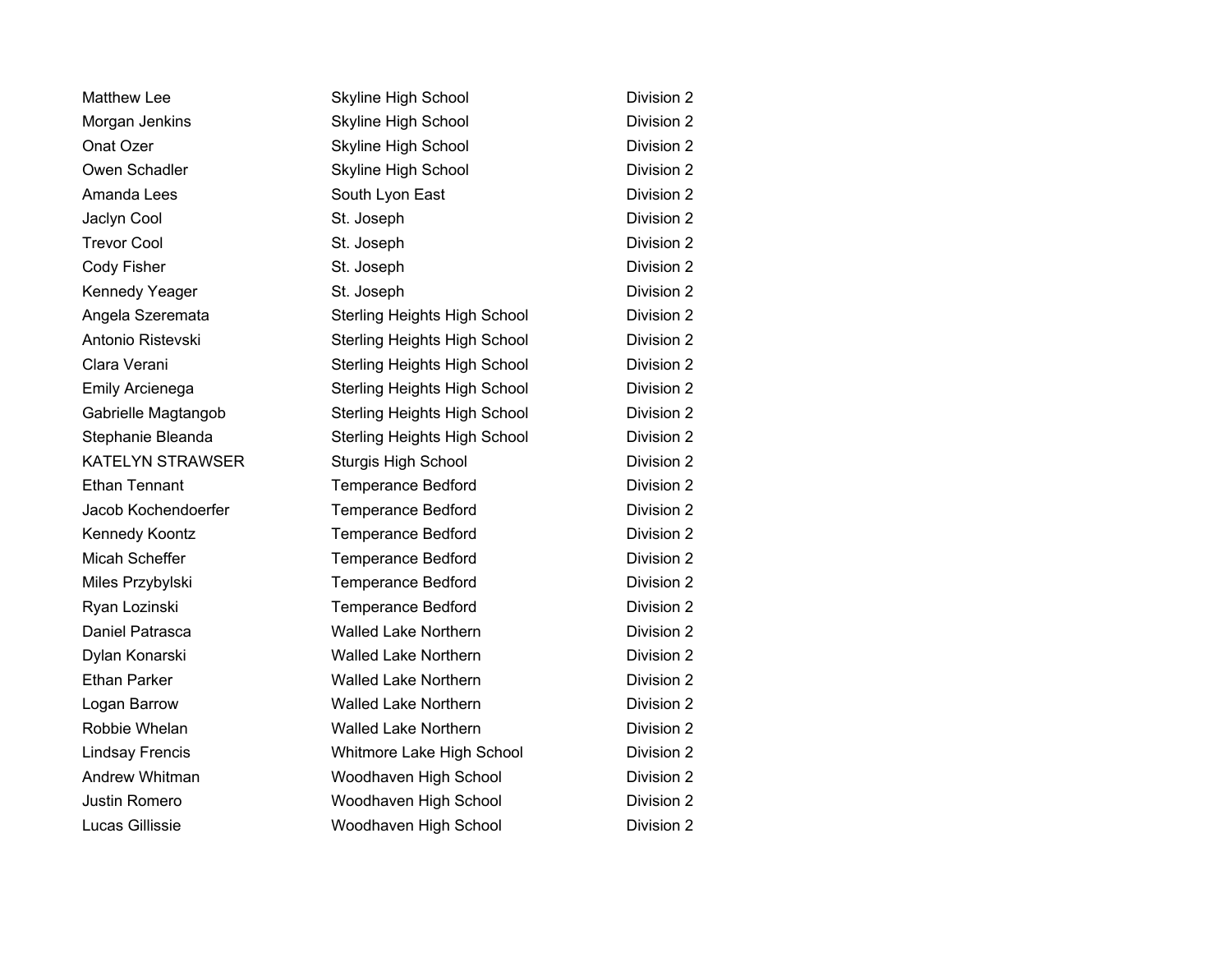| | | |
|---|---|---|
| Matthew Lee | Skyline High School | Division 2 |
| Morgan Jenkins | Skyline High School | Division 2 |
| Onat Ozer | Skyline High School | Division 2 |
| Owen Schadler | Skyline High School | Division 2 |
| Amanda Lees | South Lyon East | Division 2 |
| Jaclyn Cool | St. Joseph | Division 2 |
| Trevor Cool | St. Joseph | Division 2 |
| Cody Fisher | St. Joseph | Division 2 |
| Kennedy Yeager | St. Joseph | Division 2 |
| Angela Szeremata | Sterling Heights High School | Division 2 |
| Antonio Ristevski | Sterling Heights High School | Division 2 |
| Clara Verani | Sterling Heights High School | Division 2 |
| Emily Arcienega | Sterling Heights High School | Division 2 |
| Gabrielle Magtangob | Sterling Heights High School | Division 2 |
| Stephanie Bleanda | Sterling Heights High School | Division 2 |
| KATELYN STRAWSER | Sturgis High School | Division 2 |
| Ethan Tennant | Temperance Bedford | Division 2 |
| Jacob Kochendoerfer | Temperance Bedford | Division 2 |
| Kennedy Koontz | Temperance Bedford | Division 2 |
| Micah Scheffer | Temperance Bedford | Division 2 |
| Miles Przybylski | Temperance Bedford | Division 2 |
| Ryan Lozinski | Temperance Bedford | Division 2 |
| Daniel Patrasca | Walled Lake Northern | Division 2 |
| Dylan Konarski | Walled Lake Northern | Division 2 |
| Ethan Parker | Walled Lake Northern | Division 2 |
| Logan Barrow | Walled Lake Northern | Division 2 |
| Robbie Whelan | Walled Lake Northern | Division 2 |
| Lindsay Frencis | Whitmore Lake High School | Division 2 |
| Andrew Whitman | Woodhaven High School | Division 2 |
| Justin Romero | Woodhaven High School | Division 2 |
| Lucas Gillissie | Woodhaven High School | Division 2 |